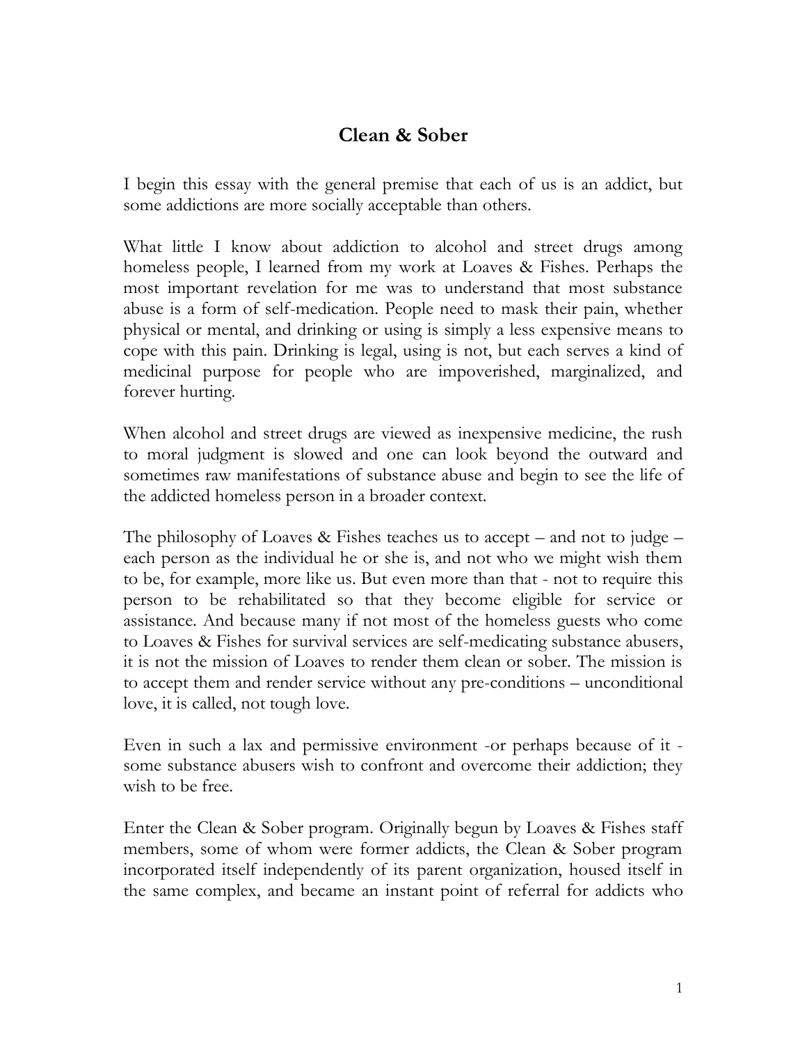# Clean & Sober

I begin this essay with the general premise that each of us is an addict, but some addictions are more socially acceptable than others.

What little I know about addiction to alcohol and street drugs among homeless people, I learned from my work at Loaves & Fishes. Perhaps the most important revelation for me was to understand that most substance abuse is a form of self-medication. People need to mask their pain, whether physical or mental, and drinking or using is simply a less expensive means to cope with this pain. Drinking is legal, using is not, but each serves a kind of medicinal purpose for people who are impoverished, marginalized, and forever hurting.

When alcohol and street drugs are viewed as inexpensive medicine, the rush to moral judgment is slowed and one can look beyond the outward and sometimes raw manifestations of substance abuse and begin to see the life of the addicted homeless person in a broader context.

The philosophy of Loaves & Fishes teaches us to accept – and not to judge – each person as the individual he or she is, and not who we might wish them to be, for example, more like us. But even more than that - not to require this person to be rehabilitated so that they become eligible for service or assistance. And because many if not most of the homeless guests who come to Loaves & Fishes for survival services are self-medicating substance abusers, it is not the mission of Loaves to render them clean or sober. The mission is to accept them and render service without any pre-conditions – unconditional love, it is called, not tough love.

Even in such a lax and permissive environment -or perhaps because of it - some substance abusers wish to confront and overcome their addiction; they wish to be free.

Enter the Clean & Sober program. Originally begun by Loaves & Fishes staff members, some of whom were former addicts, the Clean & Sober program incorporated itself independently of its parent organization, housed itself in the same complex, and became an instant point of referral for addicts who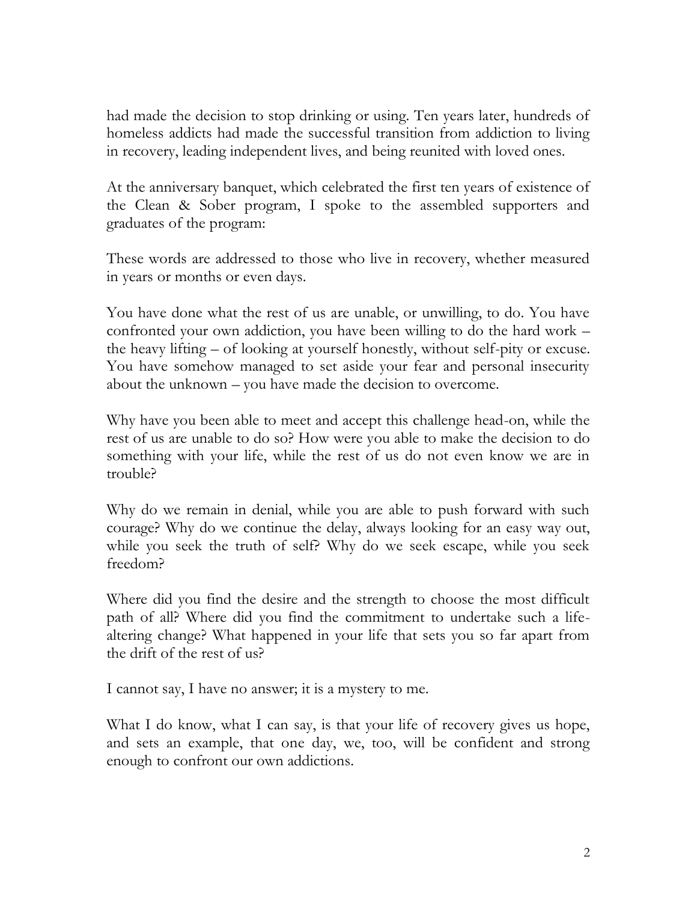had made the decision to stop drinking or using. Ten years later, hundreds of homeless addicts had made the successful transition from addiction to living in recovery, leading independent lives, and being reunited with loved ones.

At the anniversary banquet, which celebrated the first ten years of existence of the Clean & Sober program, I spoke to the assembled supporters and graduates of the program:

These words are addressed to those who live in recovery, whether measured in years or months or even days.

You have done what the rest of us are unable, or unwilling, to do. You have confronted your own addiction, you have been willing to do the hard work – the heavy lifting – of looking at yourself honestly, without self-pity or excuse. You have somehow managed to set aside your fear and personal insecurity about the unknown – you have made the decision to overcome.

Why have you been able to meet and accept this challenge head-on, while the rest of us are unable to do so? How were you able to make the decision to do something with your life, while the rest of us do not even know we are in trouble?

Why do we remain in denial, while you are able to push forward with such courage? Why do we continue the delay, always looking for an easy way out, while you seek the truth of self? Why do we seek escape, while you seek freedom?

Where did you find the desire and the strength to choose the most difficult path of all? Where did you find the commitment to undertake such a life-altering change? What happened in your life that sets you so far apart from the drift of the rest of us?

I cannot say, I have no answer; it is a mystery to me.

What I do know, what I can say, is that your life of recovery gives us hope, and sets an example, that one day, we, too, will be confident and strong enough to confront our own addictions.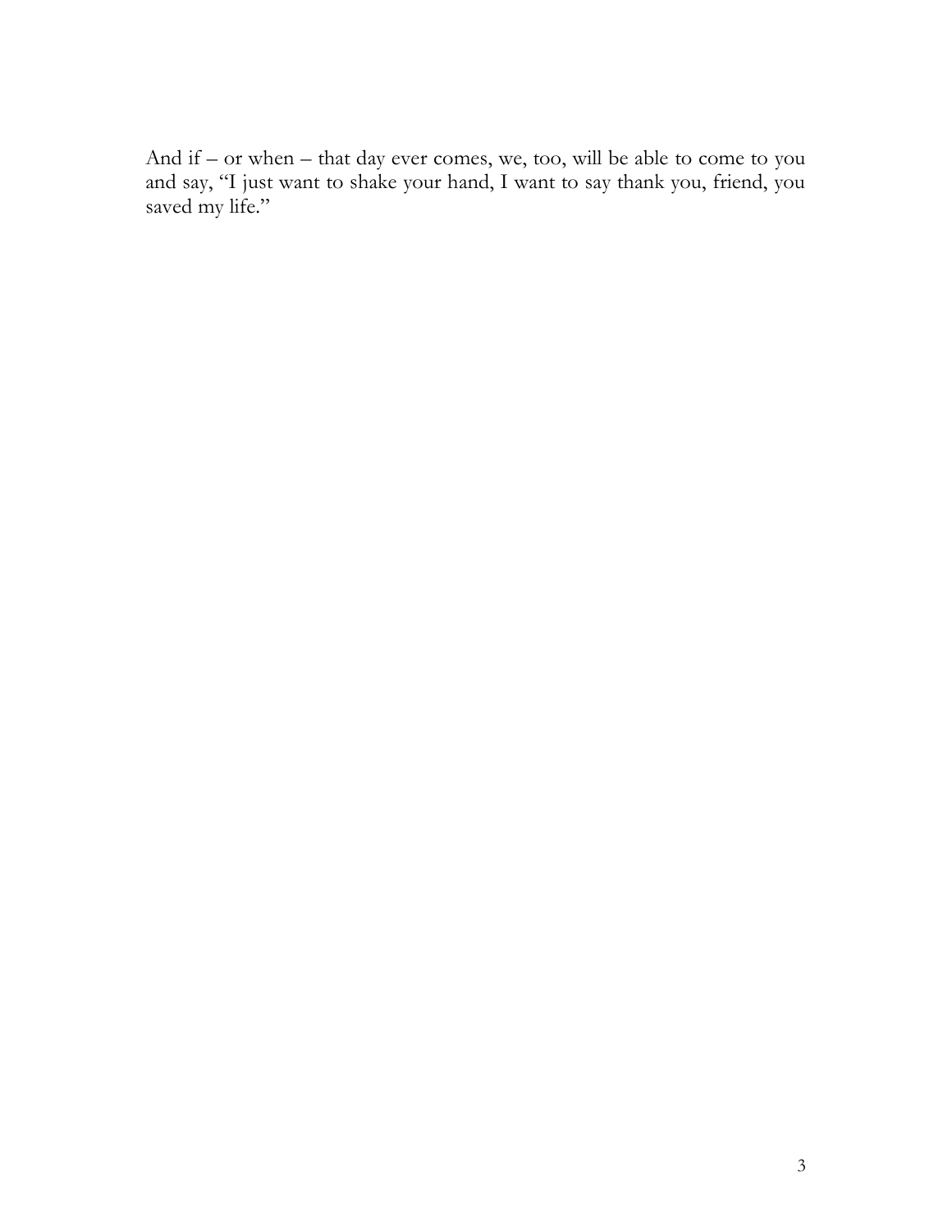And if – or when – that day ever comes, we, too, will be able to come to you and say, "I just want to shake your hand, I want to say thank you, friend, you saved my life."